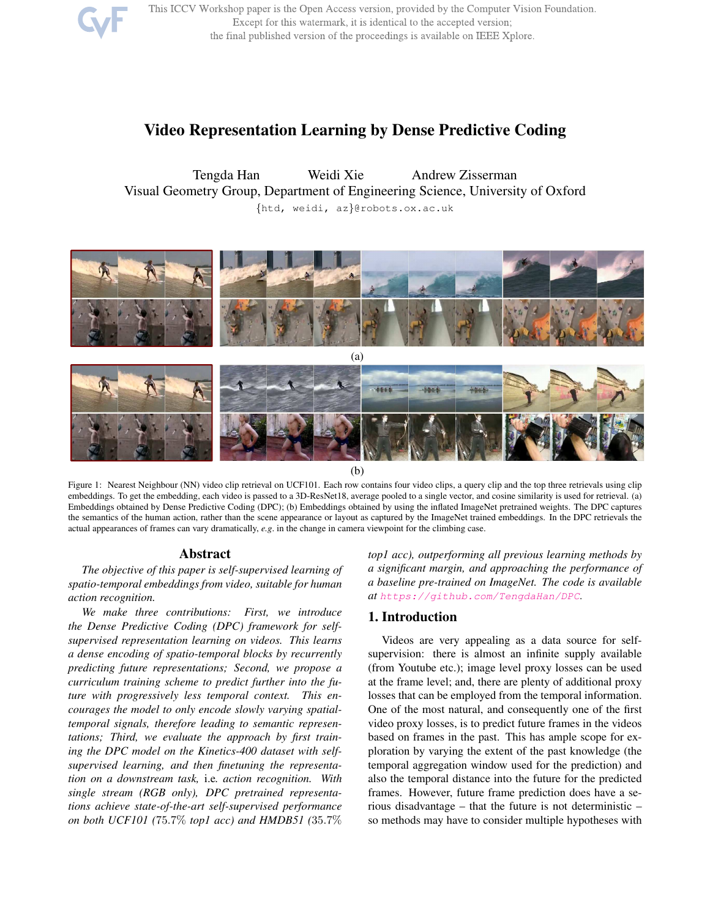# Video Representation Learning by Dense Predictive Coding

Tengda Han  Weidi Xie  Andrew Zisserman

Visual Geometry Group, Department of Engineering Science, University of Oxford

{htd, weidi, az}@robots.ox.ac.uk

(a)

(b)

Figure 1: Nearest Neighbour (NN) video clip retrieval on UCF101. Each row contains four video clips, a query clip and the top three retrievals using clip embeddings. To get the embedding, each video is passed to a 3D-ResNet18, average pooled to a single vector, and cosine similarity is used for retrieval. (a) Embeddings obtained by Dense Predictive Coding (DPC); (b) Embeddings obtained by using the inflated ImageNet pretrained weights. The DPC captures the semantics of the human action, rather than the scene appearance or layout as captured by the ImageNet trained embeddings. In the DPC retrievals the actual appearances of frames can vary dramatically, *e.g.* in the change in camera viewpoint for the climbing case.

## Abstract

*The objective of this paper is self-supervised learning of spatio-temporal embeddings from video, suitable for human action recognition.*

*We make three contributions: First, we introduce the Dense Predictive Coding (DPC) framework for self-supervised representation learning on videos. This learns a dense encoding of spatio-temporal blocks by recurrently predicting future representations; Second, we propose a curriculum training scheme to predict further into the future with progressively less temporal context. This encourages the model to only encode slowly varying spatial-temporal signals, therefore leading to semantic representations; Third, we evaluate the approach by first training the DPC model on the Kinetics-400 dataset with self-supervised learning, and then finetuning the representation on a downstream task,* i.e. *action recognition. With single stream (RGB only), DPC pretrained representations achieve state-of-the-art self-supervised performance on both UCF101 (75.7% top1 acc) and HMDB51 (35.7% top1 acc), outperforming all previous learning methods by a significant margin, and approaching the performance of a baseline pre-trained on ImageNet. The code is available at https://github.com/TengdaHan/DPC.*

## 1. Introduction

Videos are very appealing as a data source for self-supervision: there is almost an infinite supply available (from Youtube etc.); image level proxy losses can be used at the frame level; and, there are plenty of additional proxy losses that can be employed from the temporal information. One of the most natural, and consequently one of the first video proxy losses, is to predict future frames in the videos based on frames in the past. This has ample scope for exploration by varying the extent of the past knowledge (the temporal aggregation window used for the prediction) and also the temporal distance into the future for the predicted frames. However, future frame prediction does have a serious disadvantage – that the future is not deterministic – so methods may have to consider multiple hypotheses with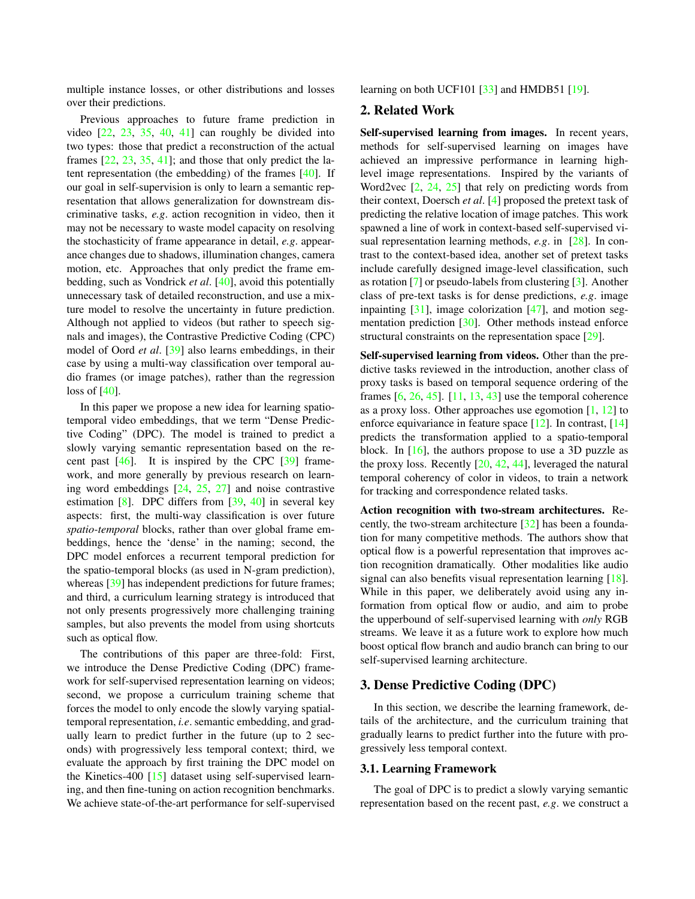multiple instance losses, or other distributions and losses over their predictions.

Previous approaches to future frame prediction in video [22, 23, 35, 40, 41] can roughly be divided into two types: those that predict a reconstruction of the actual frames [22, 23, 35, 41]; and those that only predict the latent representation (the embedding) of the frames [40]. If our goal in self-supervision is only to learn a semantic representation that allows generalization for downstream discriminative tasks, *e.g*. action recognition in video, then it may not be necessary to waste model capacity on resolving the stochasticity of frame appearance in detail, *e.g*. appearance changes due to shadows, illumination changes, camera motion, etc. Approaches that only predict the frame embedding, such as Vondrick *et al*. [40], avoid this potentially unnecessary task of detailed reconstruction, and use a mixture model to resolve the uncertainty in future prediction. Although not applied to videos (but rather to speech signals and images), the Contrastive Predictive Coding (CPC) model of Oord *et al*. [39] also learns embeddings, in their case by using a multi-way classification over temporal audio frames (or image patches), rather than the regression loss of [40].

In this paper we propose a new idea for learning spatio-temporal video embeddings, that we term "Dense Predictive Coding" (DPC). The model is trained to predict a slowly varying semantic representation based on the recent past [46]. It is inspired by the CPC [39] framework, and more generally by previous research on learning word embeddings [24, 25, 27] and noise contrastive estimation [8]. DPC differs from [39, 40] in several key aspects: first, the multi-way classification is over future *spatio-temporal* blocks, rather than over global frame embeddings, hence the 'dense' in the naming; second, the DPC model enforces a recurrent temporal prediction for the spatio-temporal blocks (as used in N-gram prediction), whereas [39] has independent predictions for future frames; and third, a curriculum learning strategy is introduced that not only presents progressively more challenging training samples, but also prevents the model from using shortcuts such as optical flow.

The contributions of this paper are three-fold: First, we introduce the Dense Predictive Coding (DPC) framework for self-supervised representation learning on videos; second, we propose a curriculum training scheme that forces the model to only encode the slowly varying spatial-temporal representation, *i.e*. semantic embedding, and gradually learn to predict further in the future (up to 2 seconds) with progressively less temporal context; third, we evaluate the approach by first training the DPC model on the Kinetics-400 [15] dataset using self-supervised learning, and then fine-tuning on action recognition benchmarks. We achieve state-of-the-art performance for self-supervised learning on both UCF101 [33] and HMDB51 [19].

## 2. Related Work

**Self-supervised learning from images.** In recent years, methods for self-supervised learning on images have achieved an impressive performance in learning high-level image representations. Inspired by the variants of Word2vec [2, 24, 25] that rely on predicting words from their context, Doersch *et al*. [4] proposed the pretext task of predicting the relative location of image patches. This work spawned a line of work in context-based self-supervised visual representation learning methods, *e.g*. in [28]. In contrast to the context-based idea, another set of pretext tasks include carefully designed image-level classification, such as rotation [7] or pseudo-labels from clustering [3]. Another class of pre-text tasks is for dense predictions, *e.g*. image inpainting [31], image colorization [47], and motion segmentation prediction [30]. Other methods instead enforce structural constraints on the representation space [29].

**Self-supervised learning from videos.** Other than the predictive tasks reviewed in the introduction, another class of proxy tasks is based on temporal sequence ordering of the frames [6, 26, 45]. [11, 13, 43] use the temporal coherence as a proxy loss. Other approaches use egomotion [1, 12] to enforce equivariance in feature space [12]. In contrast, [14] predicts the transformation applied to a spatio-temporal block. In [16], the authors propose to use a 3D puzzle as the proxy loss. Recently [20, 42, 44], leveraged the natural temporal coherency of color in videos, to train a network for tracking and correspondence related tasks.

**Action recognition with two-stream architectures.** Recently, the two-stream architecture [32] has been a foundation for many competitive methods. The authors show that optical flow is a powerful representation that improves action recognition dramatically. Other modalities like audio signal can also benefits visual representation learning [18]. While in this paper, we deliberately avoid using any information from optical flow or audio, and aim to probe the upperbound of self-supervised learning with *only* RGB streams. We leave it as a future work to explore how much boost optical flow branch and audio branch can bring to our self-supervised learning architecture.

## 3. Dense Predictive Coding (DPC)

In this section, we describe the learning framework, details of the architecture, and the curriculum training that gradually learns to predict further into the future with progressively less temporal context.

### 3.1. Learning Framework

The goal of DPC is to predict a slowly varying semantic representation based on the recent past, *e.g*. we construct a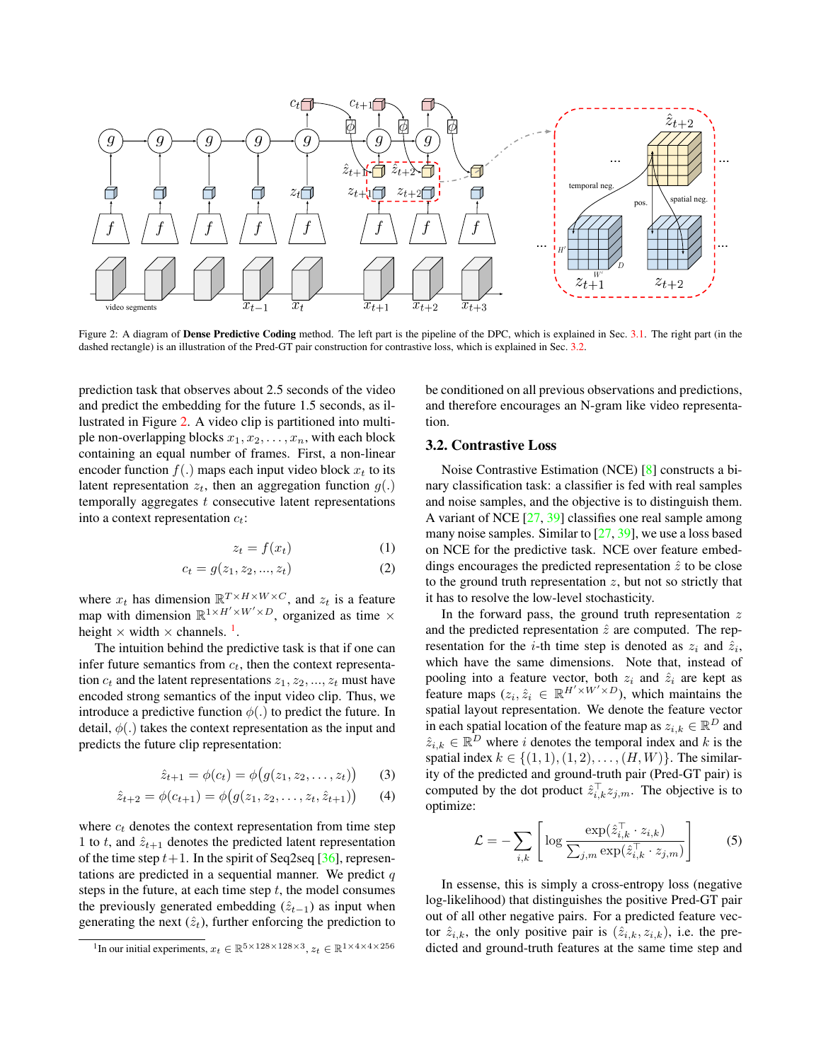Figure 2: A diagram of **Dense Predictive Coding** method. The left part is the pipeline of the DPC, which is explained in Sec. 3.1. The right part (in the dashed rectangle) is an illustration of the Pred-GT pair construction for contrastive loss, which is explained in Sec. 3.2.

prediction task that observes about 2.5 seconds of the video and predict the embedding for the future 1.5 seconds, as illustrated in Figure 2. A video clip is partitioned into multiple non-overlapping blocks $x_1, x_2, \ldots, x_n$, with each block containing an equal number of frames. First, a non-linear encoder function $f(.)$ maps each input video block $x_t$ to its latent representation $z_t$, then an aggregation function $g(.)$ temporally aggregates $t$ consecutive latent representations into a context representation $c_t$:

$$z_t = f(x_t) \quad (1)$$

$$c_t = g(z_1, z_2, ..., z_t) \quad (2)$$

where $x_t$ has dimension $\mathbb{R}^{T \times H \times W \times C}$, and $z_t$ is a feature map with dimension $\mathbb{R}^{1 \times H' \times W' \times D}$, organized as time $\times$ height $\times$ width $\times$ channels. [1].

The intuition behind the predictive task is that if one can infer future semantics from $c_t$, then the context representation $c_t$ and the latent representations $z_1, z_2, ..., z_t$ must have encoded strong semantics of the input video clip. Thus, we introduce a predictive function $\phi(.)$ to predict the future. In detail, $\phi(.)$ takes the context representation as the input and predicts the future clip representation:

$$\hat{z}_{t+1} = \phi(c_t) = \phi\big(g(z_1, z_2, \ldots, z_t)\big) \quad (3)$$

$$\hat{z}_{t+2} = \phi(c_{t+1}) = \phi\big(g(z_1, z_2, \ldots, z_t, \hat{z}_{t+1})\big) \quad (4)$$

where $c_t$ denotes the context representation from time step 1 to $t$, and $\hat{z}_{t+1}$ denotes the predicted latent representation of the time step $t+1$. In the spirit of Seq2seq [36], representations are predicted in a sequential manner. We predict $q$ steps in the future, at each time step $t$, the model consumes the previously generated embedding ($\hat{z}_{t-1}$) as input when generating the next ($\hat{z}_t$), further enforcing the prediction to be conditioned on all previous observations and predictions, and therefore encourages an N-gram like video representation.

[1] In our initial experiments, $x_t \in \mathbb{R}^{5 \times 128 \times 128 \times 3}$, $z_t \in \mathbb{R}^{1 \times 4 \times 4 \times 256}$

### 3.2. Contrastive Loss

Noise Contrastive Estimation (NCE) [8] constructs a binary classification task: a classifier is fed with real samples and noise samples, and the objective is to distinguish them. A variant of NCE [27, 39] classifies one real sample among many noise samples. Similar to [27, 39], we use a loss based on NCE for the predictive task. NCE over feature embeddings encourages the predicted representation $\hat{z}$ to be close to the ground truth representation $z$, but not so strictly that it has to resolve the low-level stochasticity.

In the forward pass, the ground truth representation $z$ and the predicted representation $\hat{z}$ are computed. The representation for the $i$-th time step is denoted as $z_i$ and $\hat{z}_i$, which have the same dimensions. Note that, instead of pooling into a feature vector, both $z_i$ and $\hat{z}_i$ are kept as feature maps ($z_i, \hat{z}_i \in \mathbb{R}^{H' \times W' \times D}$), which maintains the spatial layout representation. We denote the feature vector in each spatial location of the feature map as $z_{i,k} \in \mathbb{R}^D$ and $\hat{z}_{i,k} \in \mathbb{R}^D$ where $i$ denotes the temporal index and $k$ is the spatial index $k \in \{(1,1), (1,2), \ldots, (H,W)\}$. The similarity of the predicted and ground-truth pair (Pred-GT pair) is computed by the dot product $\hat{z}_{i,k}^\top z_{j,m}$. The objective is to optimize:

$$\mathcal{L} = -\sum_{i,k} \left[ \log \frac{\exp(\hat{z}_{i,k}^\top \cdot z_{i,k})}{\sum_{j,m} \exp(\hat{z}_{i,k}^\top \cdot z_{j,m})} \right] \quad (5)$$

In essense, this is simply a cross-entropy loss (negative log-likelihood) that distinguishes the positive Pred-GT pair out of all other negative pairs. For a predicted feature vector $\hat{z}_{i,k}$, the only positive pair is $(\hat{z}_{i,k}, z_{i,k})$, i.e. the predicted and ground-truth features at the same time step and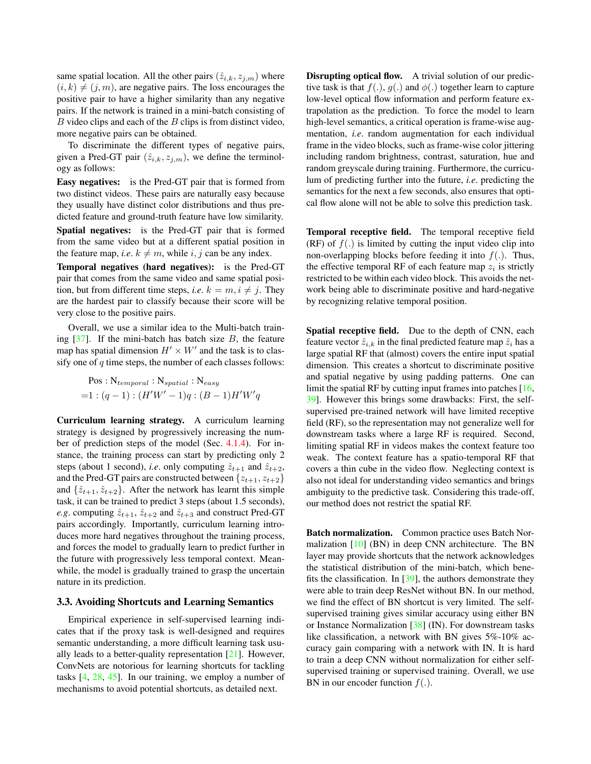same spatial location. All the other pairs $(\hat{z}_{i,k}, z_{j,m})$ where $(i,k) \neq (j,m)$, are negative pairs. The loss encourages the positive pair to have a higher similarity than any negative pairs. If the network is trained in a mini-batch consisting of $B$ video clips and each of the $B$ clips is from distinct video, more negative pairs can be obtained.

To discriminate the different types of negative pairs, given a Pred-GT pair $(\hat{z}_{i,k}, z_{j,m})$, we define the terminology as follows:

**Easy negatives:** is the Pred-GT pair that is formed from two distinct videos. These pairs are naturally easy because they usually have distinct color distributions and thus predicted feature and ground-truth feature have low similarity.

**Spatial negatives:** is the Pred-GT pair that is formed from the same video but at a different spatial position in the feature map, *i.e.* $k \neq m$, while $i, j$ can be any index.

**Temporal negatives (hard negatives):** is the Pred-GT pair that comes from the same video and same spatial position, but from different time steps, *i.e.* $k = m, i \neq j$. They are the hardest pair to classify because their score will be very close to the positive pairs.

Overall, we use a similar idea to the Multi-batch training [37]. If the mini-batch has batch size $B$, the feature map has spatial dimension $H' \times W'$ and the task is to classify one of $q$ time steps, the number of each classes follows:

$$\begin{aligned} &\text{Pos} : \text{N}_{temporal} : \text{N}_{spatial} : \text{N}_{easy} \\ =&1 : (q-1) : (H'W'-1)q : (B-1)H'W'q \end{aligned}$$

**Curriculum learning strategy.** A curriculum learning strategy is designed by progressively increasing the number of prediction steps of the model (Sec. 4.1.4). For instance, the training process can start by predicting only 2 steps (about 1 second), *i.e.* only computing $\hat{z}_{t+1}$ and $\hat{z}_{t+2}$, and the Pred-GT pairs are constructed between $\{z_{t+1}, z_{t+2}\}$ and $\{\hat{z}_{t+1}, \hat{z}_{t+2}\}$. After the network has learnt this simple task, it can be trained to predict 3 steps (about 1.5 seconds), *e.g.* computing $\hat{z}_{t+1}$, $\hat{z}_{t+2}$ and $\hat{z}_{t+3}$ and construct Pred-GT pairs accordingly. Importantly, curriculum learning introduces more hard negatives throughout the training process, and forces the model to gradually learn to predict further in the future with progressively less temporal context. Meanwhile, the model is gradually trained to grasp the uncertain nature in its prediction.

### 3.3. Avoiding Shortcuts and Learning Semantics

Empirical experience in self-supervised learning indicates that if the proxy task is well-designed and requires semantic understanding, a more difficult learning task usually leads to a better-quality representation [21]. However, ConvNets are notorious for learning shortcuts for tackling tasks [4, 28, 45]. In our training, we employ a number of mechanisms to avoid potential shortcuts, as detailed next.

**Disrupting optical flow.** A trivial solution of our predictive task is that $f(.)$, $g(.)$ and $\phi(.)$ together learn to capture low-level optical flow information and perform feature extrapolation as the prediction. To force the model to learn high-level semantics, a critical operation is frame-wise augmentation, *i.e.* random augmentation for each individual frame in the video blocks, such as frame-wise color jittering including random brightness, contrast, saturation, hue and random greyscale during training. Furthermore, the curriculum of predicting further into the future, *i.e.* predicting the semantics for the next a few seconds, also ensures that optical flow alone will not be able to solve this prediction task.

**Temporal receptive field.** The temporal receptive field (RF) of $f(.)$ is limited by cutting the input video clip into non-overlapping blocks before feeding it into $f(.)$. Thus, the effective temporal RF of each feature map $z_i$ is strictly restricted to be within each video block. This avoids the network being able to discriminate positive and hard-negative by recognizing relative temporal position.

**Spatial receptive field.** Due to the depth of CNN, each feature vector $\hat{z}_{i,k}$ in the final predicted feature map $\hat{z}_i$ has a large spatial RF that (almost) covers the entire input spatial dimension. This creates a shortcut to discriminate positive and spatial negative by using padding patterns. One can limit the spatial RF by cutting input frames into patches [16, 39]. However this brings some drawbacks: First, the self-supervised pre-trained network will have limited receptive field (RF), so the representation may not generalize well for downstream tasks where a large RF is required. Second, limiting spatial RF in videos makes the context feature too weak. The context feature has a spatio-temporal RF that covers a thin cube in the video flow. Neglecting context is also not ideal for understanding video semantics and brings ambiguity to the predictive task. Considering this trade-off, our method does not restrict the spatial RF.

**Batch normalization.** Common practice uses Batch Normalization [10] (BN) in deep CNN architecture. The BN layer may provide shortcuts that the network acknowledges the statistical distribution of the mini-batch, which benefits the classification. In [39], the authors demonstrate they were able to train deep ResNet without BN. In our method, we find the effect of BN shortcut is very limited. The self-supervised training gives similar accuracy using either BN or Instance Normalization [38] (IN). For downstream tasks like classification, a network with BN gives 5%-10% accuracy gain comparing with a network with IN. It is hard to train a deep CNN without normalization for either self-supervised training or supervised training. Overall, we use BN in our encoder function $f(.)$.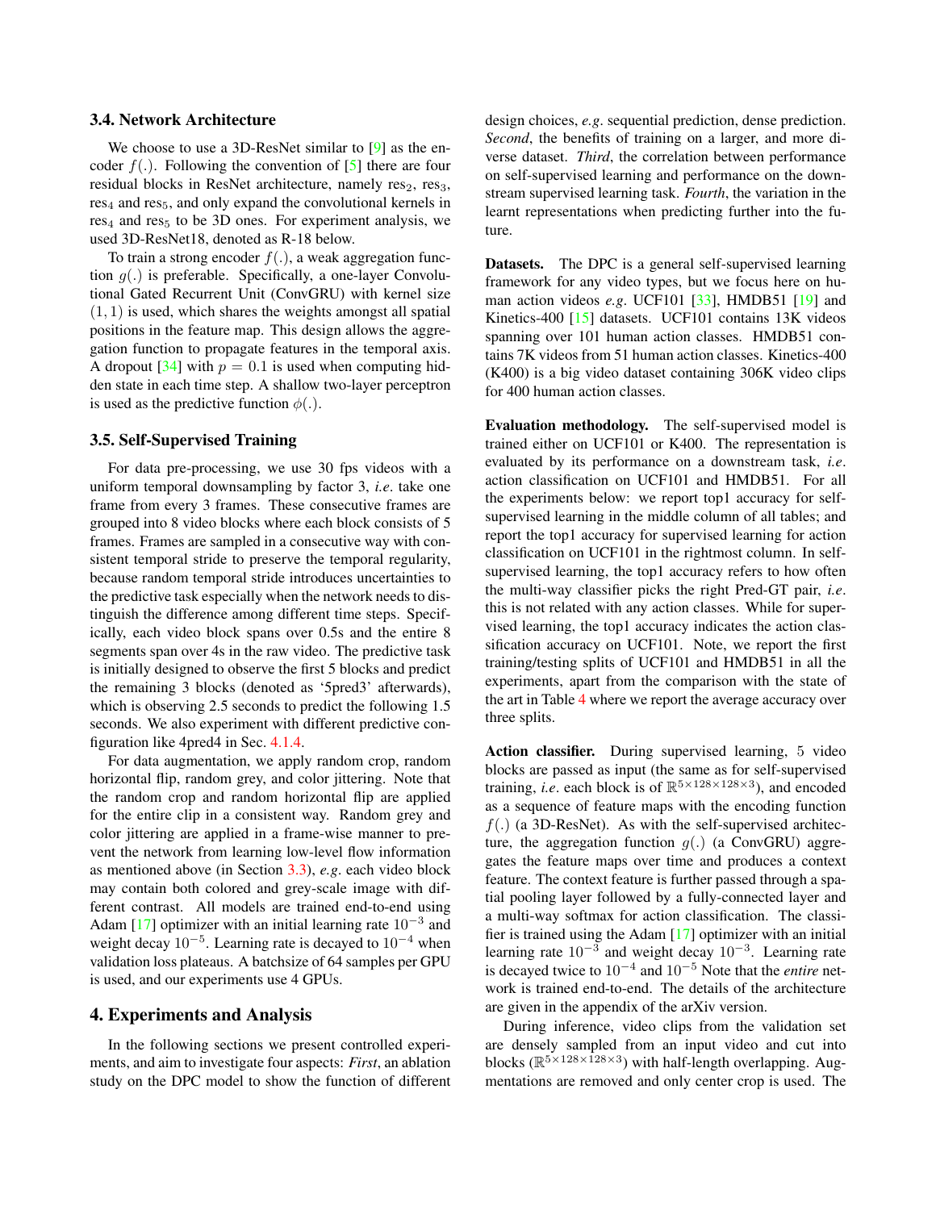### 3.4. Network Architecture

We choose to use a 3D-ResNet similar to [9] as the encoder $f(.)$. Following the convention of [5] there are four residual blocks in ResNet architecture, namely $\text{res}_2$, $\text{res}_3$, $\text{res}_4$ and $\text{res}_5$, and only expand the convolutional kernels in $\text{res}_4$ and $\text{res}_5$ to be 3D ones. For experiment analysis, we used 3D-ResNet18, denoted as R-18 below.

To train a strong encoder $f(.)$, a weak aggregation function $g(.)$ is preferable. Specifically, a one-layer Convolutional Gated Recurrent Unit (ConvGRU) with kernel size $(1, 1)$ is used, which shares the weights amongst all spatial positions in the feature map. This design allows the aggregation function to propagate features in the temporal axis. A dropout [34] with $p = 0.1$ is used when computing hidden state in each time step. A shallow two-layer perceptron is used as the predictive function $\phi(.)$.

### 3.5. Self-Supervised Training

For data pre-processing, we use 30 fps videos with a uniform temporal downsampling by factor 3, *i.e*. take one frame from every 3 frames. These consecutive frames are grouped into 8 video blocks where each block consists of 5 frames. Frames are sampled in a consecutive way with consistent temporal stride to preserve the temporal regularity, because random temporal stride introduces uncertainties to the predictive task especially when the network needs to distinguish the difference among different time steps. Specifically, each video block spans over 0.5s and the entire 8 segments span over 4s in the raw video. The predictive task is initially designed to observe the first 5 blocks and predict the remaining 3 blocks (denoted as '5pred3' afterwards), which is observing 2.5 seconds to predict the following 1.5 seconds. We also experiment with different predictive configuration like 4pred4 in Sec. 4.1.4.

For data augmentation, we apply random crop, random horizontal flip, random grey, and color jittering. Note that the random crop and random horizontal flip are applied for the entire clip in a consistent way. Random grey and color jittering are applied in a frame-wise manner to prevent the network from learning low-level flow information as mentioned above (in Section 3.3), *e.g*. each video block may contain both colored and grey-scale image with different contrast. All models are trained end-to-end using Adam [17] optimizer with an initial learning rate $10^{-3}$ and weight decay $10^{-5}$. Learning rate is decayed to $10^{-4}$ when validation loss plateaus. A batchsize of 64 samples per GPU is used, and our experiments use 4 GPUs.

## 4. Experiments and Analysis

In the following sections we present controlled experiments, and aim to investigate four aspects: *First*, an ablation study on the DPC model to show the function of different design choices, *e.g*. sequential prediction, dense prediction. *Second*, the benefits of training on a larger, and more diverse dataset. *Third*, the correlation between performance on self-supervised learning and performance on the downstream supervised learning task. *Fourth*, the variation in the learnt representations when predicting further into the future.

**Datasets.** The DPC is a general self-supervised learning framework for any video types, but we focus here on human action videos *e.g*. UCF101 [33], HMDB51 [19] and Kinetics-400 [15] datasets. UCF101 contains 13K videos spanning over 101 human action classes. HMDB51 contains 7K videos from 51 human action classes. Kinetics-400 (K400) is a big video dataset containing 306K video clips for 400 human action classes.

**Evaluation methodology.** The self-supervised model is trained either on UCF101 or K400. The representation is evaluated by its performance on a downstream task, *i.e*. action classification on UCF101 and HMDB51. For all the experiments below: we report top1 accuracy for self-supervised learning in the middle column of all tables; and report the top1 accuracy for supervised learning for action classification on UCF101 in the rightmost column. In self-supervised learning, the top1 accuracy refers to how often the multi-way classifier picks the right Pred-GT pair, *i.e*. this is not related with any action classes. While for supervised learning, the top1 accuracy indicates the action classification accuracy on UCF101. Note, we report the first training/testing splits of UCF101 and HMDB51 in all the experiments, apart from the comparison with the state of the art in Table 4 where we report the average accuracy over three splits.

**Action classifier.** During supervised learning, 5 video blocks are passed as input (the same as for self-supervised training, *i.e*. each block is of $\mathbb{R}^{5\times128\times128\times3}$), and encoded as a sequence of feature maps with the encoding function $f(.)$ (a 3D-ResNet). As with the self-supervised architecture, the aggregation function $g(.)$ (a ConvGRU) aggregates the feature maps over time and produces a context feature. The context feature is further passed through a spatial pooling layer followed by a fully-connected layer and a multi-way softmax for action classification. The classifier is trained using the Adam [17] optimizer with an initial learning rate $10^{-3}$ and weight decay $10^{-3}$. Learning rate is decayed twice to $10^{-4}$ and $10^{-5}$ Note that the *entire* network is trained end-to-end. The details of the architecture are given in the appendix of the arXiv version.

During inference, video clips from the validation set are densely sampled from an input video and cut into blocks ($\mathbb{R}^{5\times128\times128\times3}$) with half-length overlapping. Augmentations are removed and only center crop is used. The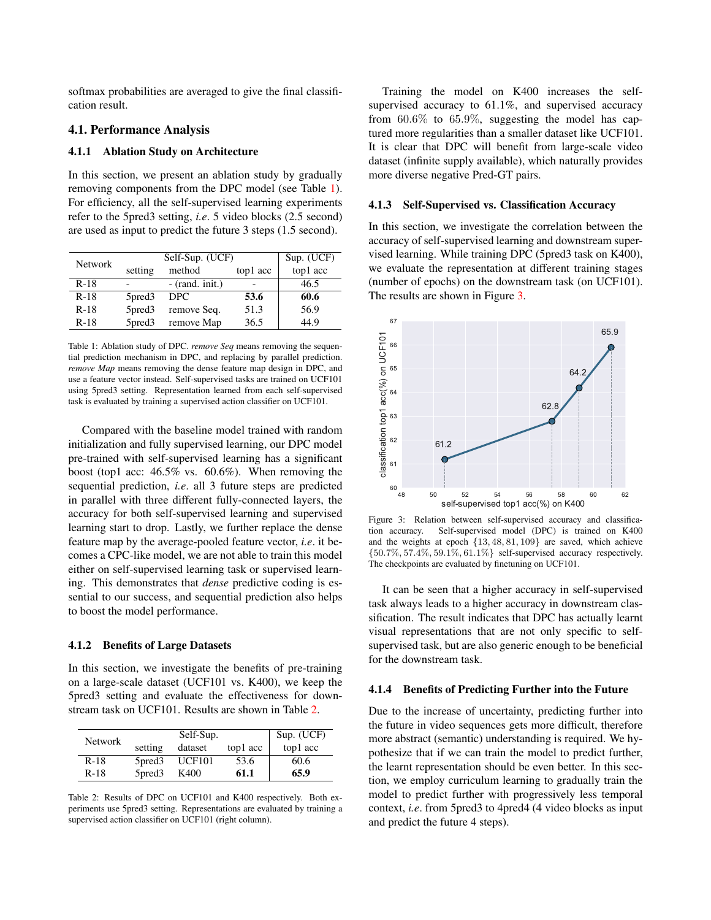softmax probabilities are averaged to give the final classification result.

### 4.1. Performance Analysis

#### 4.1.1 Ablation Study on Architecture

In this section, we present an ablation study by gradually removing components from the DPC model (see Table 1). For efficiency, all the self-supervised learning experiments refer to the 5pred3 setting, *i.e*. 5 video blocks (2.5 second) are used as input to predict the future 3 steps (1.5 second).

| Network | Self-Sup. (UCF) | | | Sup. (UCF) |
|---|---|---|---|---|
| | setting | method | top1 acc | top1 acc |
| R-18 | - | - (rand. init.) | - | 46.5 |
| R-18 | 5pred3 | DPC | **53.6** | **60.6** |
| R-18 | 5pred3 | remove Seq. | 51.3 | 56.9 |
| R-18 | 5pred3 | remove Map | 36.5 | 44.9 |

Table 1: Ablation study of DPC. *remove Seq* means removing the sequential prediction mechanism in DPC, and replacing by parallel prediction. *remove Map* means removing the dense feature map design in DPC, and use a feature vector instead. Self-supervised tasks are trained on UCF101 using 5pred3 setting. Representation learned from each self-supervised task is evaluated by training a supervised action classifier on UCF101.

Compared with the baseline model trained with random initialization and fully supervised learning, our DPC model pre-trained with self-supervised learning has a significant boost (top1 acc: 46.5% vs. 60.6%). When removing the sequential prediction, *i.e*. all 3 future steps are predicted in parallel with three different fully-connected layers, the accuracy for both self-supervised learning and supervised learning start to drop. Lastly, we further replace the dense feature map by the average-pooled feature vector, *i.e*. it becomes a CPC-like model, we are not able to train this model either on self-supervised learning task or supervised learning. This demonstrates that *dense* predictive coding is essential to our success, and sequential prediction also helps to boost the model performance.

#### 4.1.2 Benefits of Large Datasets

In this section, we investigate the benefits of pre-training on a large-scale dataset (UCF101 vs. K400), we keep the 5pred3 setting and evaluate the effectiveness for downstream task on UCF101. Results are shown in Table 2.

| Network | Self-Sup. | | | Sup. (UCF) |
|---|---|---|---|---|
| | setting | dataset | top1 acc | top1 acc |
| R-18 | 5pred3 | UCF101 | 53.6 | 60.6 |
| R-18 | 5pred3 | K400 | **61.1** | **65.9** |

Table 2: Results of DPC on UCF101 and K400 respectively. Both experiments use 5pred3 setting. Representations are evaluated by training a supervised action classifier on UCF101 (right column).

Training the model on K400 increases the self-supervised accuracy to 61.1%, and supervised accuracy from $60.6\%$ to $65.9\%$, suggesting the model has captured more regularities than a smaller dataset like UCF101. It is clear that DPC will benefit from large-scale video dataset (infinite supply available), which naturally provides more diverse negative Pred-GT pairs.

#### 4.1.3 Self-Supervised vs. Classification Accuracy

In this section, we investigate the correlation between the accuracy of self-supervised learning and downstream supervised learning. While training DPC (5pred3 task on K400), we evaluate the representation at different training stages (number of epochs) on the downstream task (on UCF101). The results are shown in Figure 3.

Figure 3: Relation between self-supervised accuracy and classification accuracy. Self-supervised model (DPC) is trained on K400 and the weights at epoch $\{13, 48, 81, 109\}$ are saved, which achieve $\{50.7\%, 57.4\%, 59.1\%, 61.1\%\}$ self-supervised accuracy respectively. The checkpoints are evaluated by finetuning on UCF101.

It can be seen that a higher accuracy in self-supervised task always leads to a higher accuracy in downstream classification. The result indicates that DPC has actually learnt visual representations that are not only specific to self-supervised task, but are also generic enough to be beneficial for the downstream task.

#### 4.1.4 Benefits of Predicting Further into the Future

Due to the increase of uncertainty, predicting further into the future in video sequences gets more difficult, therefore more abstract (semantic) understanding is required. We hypothesize that if we can train the model to predict further, the learnt representation should be even better. In this section, we employ curriculum learning to gradually train the model to predict further with progressively less temporal context, *i.e*. from 5pred3 to 4pred4 (4 video blocks as input and predict the future 4 steps).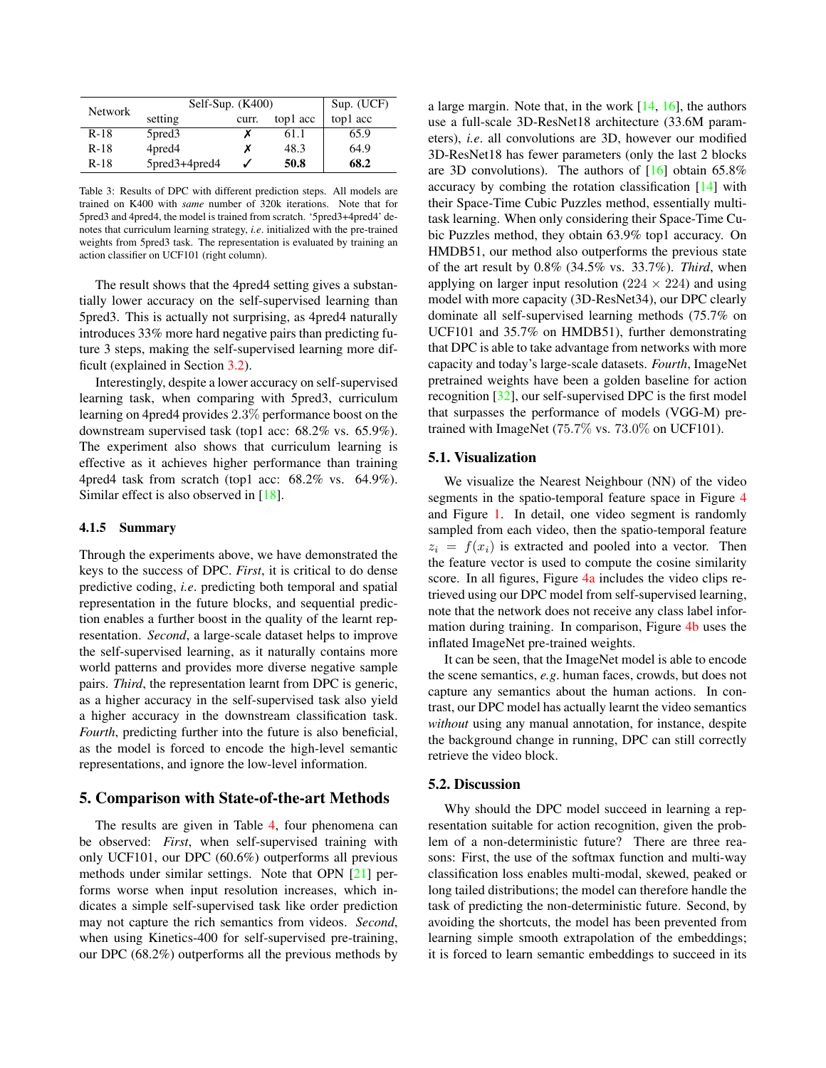| Network | Self-Sup. (K400) | | | Sup. (UCF) |
|---|---|---|---|---|
| | setting | curr. | top1 acc | top1 acc |
| R-18 | 5pred3 | ✗ | 61.1 | 65.9 |
| R-18 | 4pred4 | ✗ | 48.3 | 64.9 |
| R-18 | 5pred3+4pred4 | ✓ | **50.8** | **68.2** |

Table 3: Results of DPC with different prediction steps. All models are trained on K400 with *same* number of 320k iterations. Note that for 5pred3 and 4pred4, the model is trained from scratch. '5pred3+4pred4' denotes that curriculum learning strategy, *i.e*. initialized with the pre-trained weights from 5pred3 task. The representation is evaluated by training an action classifier on UCF101 (right column).

The result shows that the 4pred4 setting gives a substantially lower accuracy on the self-supervised learning than 5pred3. This is actually not surprising, as 4pred4 naturally introduces 33% more hard negative pairs than predicting future 3 steps, making the self-supervised learning more difficult (explained in Section 3.2).

Interestingly, despite a lower accuracy on self-supervised learning task, when comparing with 5pred3, curriculum learning on 4pred4 provides 2.3% performance boost on the downstream supervised task (top1 acc: 68.2% vs. 65.9%). The experiment also shows that curriculum learning is effective as it achieves higher performance than training 4pred4 task from scratch (top1 acc: 68.2% vs. 64.9%). Similar effect is also observed in [18].

#### 4.1.5 Summary

Through the experiments above, we have demonstrated the keys to the success of DPC. *First*, it is critical to do dense predictive coding, *i.e*. predicting both temporal and spatial representation in the future blocks, and sequential prediction enables a further boost in the quality of the learnt representation. *Second*, a large-scale dataset helps to improve the self-supervised learning, as it naturally contains more world patterns and provides more diverse negative sample pairs. *Third*, the representation learnt from DPC is generic, as a higher accuracy in the self-supervised task also yield a higher accuracy in the downstream classification task. *Fourth*, predicting further into the future is also beneficial, as the model is forced to encode the high-level semantic representations, and ignore the low-level information.

## 5. Comparison with State-of-the-art Methods

The results are given in Table 4, four phenomena can be observed: *First*, when self-supervised training with only UCF101, our DPC (60.6%) outperforms all previous methods under similar settings. Note that OPN [21] performs worse when input resolution increases, which indicates a simple self-supervised task like order prediction may not capture the rich semantics from videos. *Second*, when using Kinetics-400 for self-supervised pre-training, our DPC (68.2%) outperforms all the previous methods by a large margin. Note that, in the work [14, 16], the authors use a full-scale 3D-ResNet18 architecture (33.6M parameters), *i.e*. all convolutions are 3D, however our modified 3D-ResNet18 has fewer parameters (only the last 2 blocks are 3D convolutions). The authors of [16] obtain 65.8% accuracy by combing the rotation classification [14] with their Space-Time Cubic Puzzles method, essentially multi-task learning. When only considering their Space-Time Cubic Puzzles method, they obtain 63.9% top1 accuracy. On HMDB51, our method also outperforms the previous state of the art result by 0.8% (34.5% vs. 33.7%). *Third*, when applying on larger input resolution ($224 \times 224$) and using model with more capacity (3D-ResNet34), our DPC clearly dominate all self-supervised learning methods (75.7% on UCF101 and 35.7% on HMDB51), further demonstrating that DPC is able to take advantage from networks with more capacity and today's large-scale datasets. *Fourth*, ImageNet pretrained weights have been a golden baseline for action recognition [32], our self-supervised DPC is the first model that surpasses the performance of models (VGG-M) pretrained with ImageNet (75.7% vs. 73.0% on UCF101).

### 5.1. Visualization

We visualize the Nearest Neighbour (NN) of the video segments in the spatio-temporal feature space in Figure 4 and Figure 1. In detail, one video segment is randomly sampled from each video, then the spatio-temporal feature $z_i = f(x_i)$ is extracted and pooled into a vector. Then the feature vector is used to compute the cosine similarity score. In all figures, Figure 4a includes the video clips retrieved using our DPC model from self-supervised learning, note that the network does not receive any class label information during training. In comparison, Figure 4b uses the inflated ImageNet pre-trained weights.

It can be seen, that the ImageNet model is able to encode the scene semantics, *e.g*. human faces, crowds, but does not capture any semantics about the human actions. In contrast, our DPC model has actually learnt the video semantics *without* using any manual annotation, for instance, despite the background change in running, DPC can still correctly retrieve the video block.

### 5.2. Discussion

Why should the DPC model succeed in learning a representation suitable for action recognition, given the problem of a non-deterministic future? There are three reasons: First, the use of the softmax function and multi-way classification loss enables multi-modal, skewed, peaked or long tailed distributions; the model can therefore handle the task of predicting the non-deterministic future. Second, by avoiding the shortcuts, the model has been prevented from learning simple smooth extrapolation of the embeddings; it is forced to learn semantic embeddings to succeed in its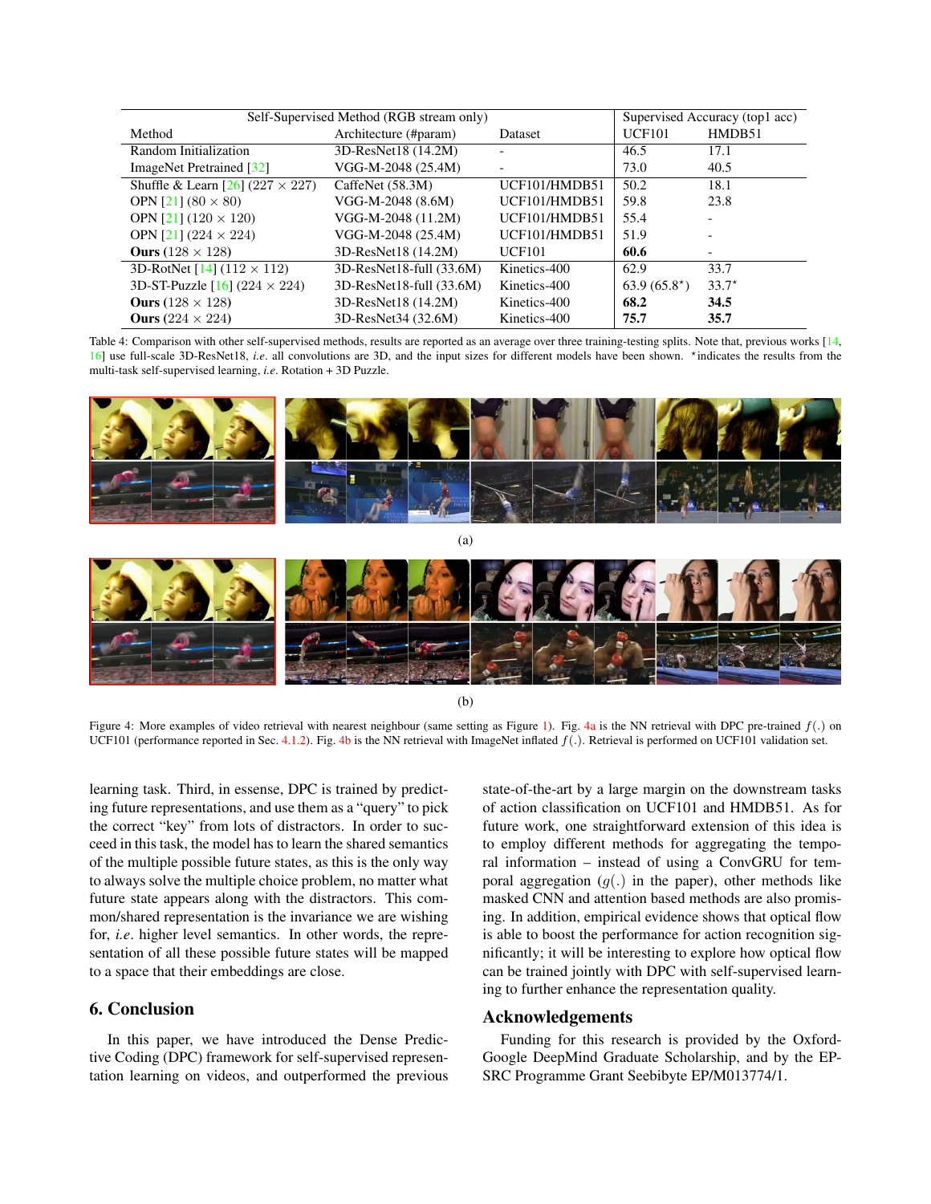| Self-Supervised Method (RGB stream only) | | | Supervised Accuracy (top1 acc) | |
|---|---|---|---|---|
| Method | Architecture (#param) | Dataset | UCF101 | HMDB51 |
| Random Initialization | 3D-ResNet18 (14.2M) | - | 46.5 | 17.1 |
| ImageNet Pretrained [32] | VGG-M-2048 (25.4M) | - | 73.0 | 40.5 |
| Shuffle & Learn [26] (227 × 227) | CaffeNet (58.3M) | UCF101/HMDB51 | 50.2 | 18.1 |
| OPN [21] (80 × 80) | VGG-M-2048 (8.6M) | UCF101/HMDB51 | 59.8 | 23.8 |
| OPN [21] (120 × 120) | VGG-M-2048 (11.2M) | UCF101/HMDB51 | 55.4 | - |
| OPN [21] (224 × 224) | VGG-M-2048 (25.4M) | UCF101/HMDB51 | 51.9 | - |
| **Ours** (128 × 128) | 3D-ResNet18 (14.2M) | UCF101 | **60.6** | - |
| 3D-RotNet [14] (112 × 112) | 3D-ResNet18-full (33.6M) | Kinetics-400 | 62.9 | 33.7 |
| 3D-ST-Puzzle [16] (224 × 224) | 3D-ResNet18-full (33.6M) | Kinetics-400 | 63.9 (65.8*) | 33.7* |
| **Ours** (128 × 128) | 3D-ResNet18 (14.2M) | Kinetics-400 | **68.2** | **34.5** |
| **Ours** (224 × 224) | 3D-ResNet34 (32.6M) | Kinetics-400 | **75.7** | **35.7** |

Table 4: Comparison with other self-supervised methods, results are reported as an average over three training-testing splits. Note that, previous works [14, 16] use full-scale 3D-ResNet18, *i.e.* all convolutions are 3D, and the input sizes for different models have been shown. *indicates the results from the multi-task self-supervised learning, *i.e.* Rotation + 3D Puzzle.

(a)

(b)

Figure 4: More examples of video retrieval with nearest neighbour (same setting as Figure 1). Fig. 4a is the NN retrieval with DPC pre-trained $f(.)$ on UCF101 (performance reported in Sec. 4.1.2). Fig. 4b is the NN retrieval with ImageNet inflated $f(.)$. Retrieval is performed on UCF101 validation set.

learning task. Third, in essense, DPC is trained by predicting future representations, and use them as a "query" to pick the correct "key" from lots of distractors. In order to succeed in this task, the model has to learn the shared semantics of the multiple possible future states, as this is the only way to always solve the multiple choice problem, no matter what future state appears along with the distractors. This common/shared representation is the invariance we are wishing for, *i.e.* higher level semantics. In other words, the representation of all these possible future states will be mapped to a space that their embeddings are close.

## 6. Conclusion

In this paper, we have introduced the Dense Predictive Coding (DPC) framework for self-supervised representation learning on videos, and outperformed the previous state-of-the-art by a large margin on the downstream tasks of action classification on UCF101 and HMDB51. As for future work, one straightforward extension of this idea is to employ different methods for aggregating the temporal information – instead of using a ConvGRU for temporal aggregation ($g(.)$ in the paper), other methods like masked CNN and attention based methods are also promising. In addition, empirical evidence shows that optical flow is able to boost the performance for action recognition significantly; it will be interesting to explore how optical flow can be trained jointly with DPC with self-supervised learning to further enhance the representation quality.

## Acknowledgements

Funding for this research is provided by the Oxford-Google DeepMind Graduate Scholarship, and by the EPSRC Programme Grant Seebibyte EP/M013774/1.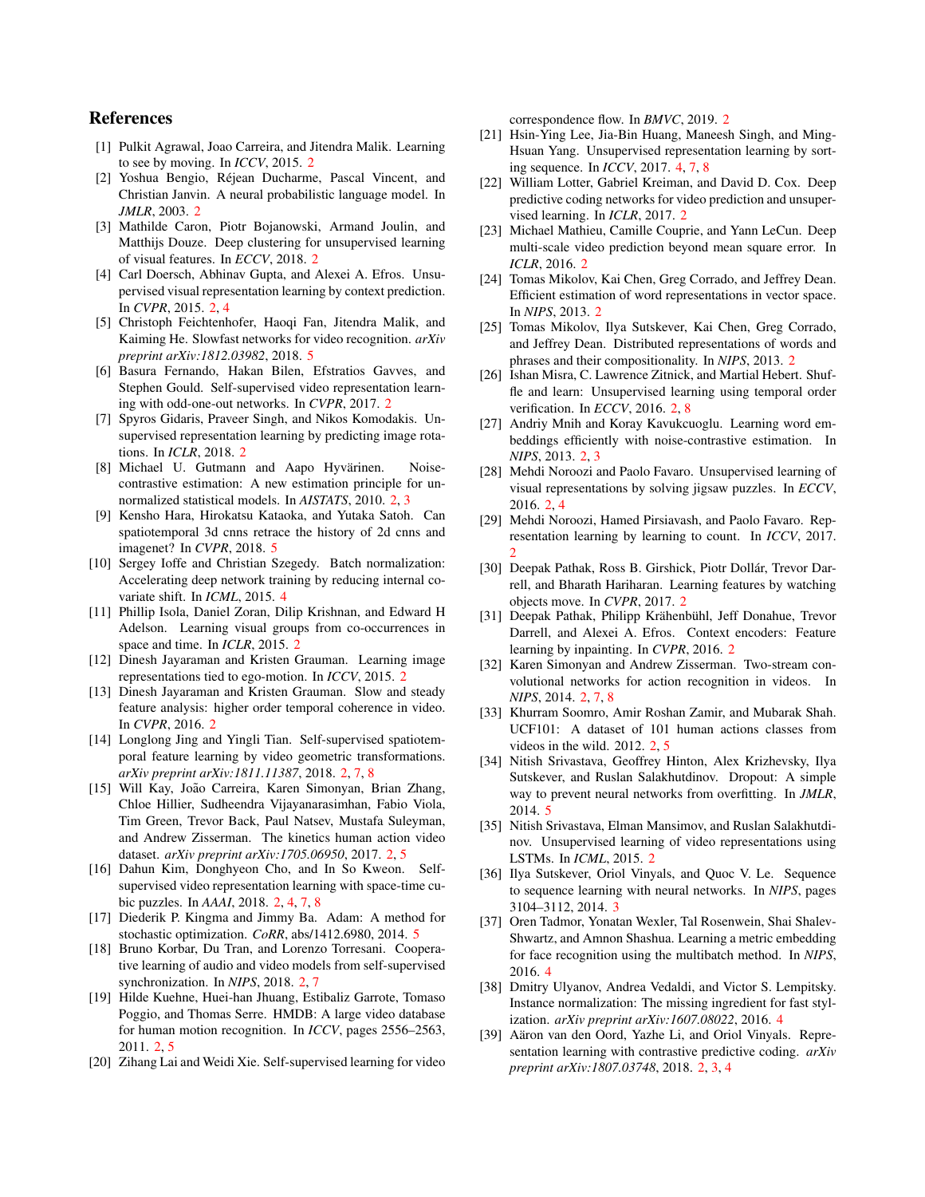# References

[1] Pulkit Agrawal, Joao Carreira, and Jitendra Malik. Learning to see by moving. In *ICCV*, 2015. 2

[2] Yoshua Bengio, Réjean Ducharme, Pascal Vincent, and Christian Janvin. A neural probabilistic language model. In *JMLR*, 2003. 2

[3] Mathilde Caron, Piotr Bojanowski, Armand Joulin, and Matthijs Douze. Deep clustering for unsupervised learning of visual features. In *ECCV*, 2018. 2

[4] Carl Doersch, Abhinav Gupta, and Alexei A. Efros. Unsupervised visual representation learning by context prediction. In *CVPR*, 2015. 2, 4

[5] Christoph Feichtenhofer, Haoqi Fan, Jitendra Malik, and Kaiming He. Slowfast networks for video recognition. *arXiv preprint arXiv:1812.03982*, 2018. 5

[6] Basura Fernando, Hakan Bilen, Efstratios Gavves, and Stephen Gould. Self-supervised video representation learning with odd-one-out networks. In *CVPR*, 2017. 2

[7] Spyros Gidaris, Praveer Singh, and Nikos Komodakis. Unsupervised representation learning by predicting image rotations. In *ICLR*, 2018. 2

[8] Michael U. Gutmann and Aapo Hyvärinen. Noise-contrastive estimation: A new estimation principle for unnormalized statistical models. In *AISTATS*, 2010. 2, 3

[9] Kensho Hara, Hirokatsu Kataoka, and Yutaka Satoh. Can spatiotemporal 3d cnns retrace the history of 2d cnns and imagenet? In *CVPR*, 2018. 5

[10] Sergey Ioffe and Christian Szegedy. Batch normalization: Accelerating deep network training by reducing internal covariate shift. In *ICML*, 2015. 4

[11] Phillip Isola, Daniel Zoran, Dilip Krishnan, and Edward H Adelson. Learning visual groups from co-occurrences in space and time. In *ICLR*, 2015. 2

[12] Dinesh Jayaraman and Kristen Grauman. Learning image representations tied to ego-motion. In *ICCV*, 2015. 2

[13] Dinesh Jayaraman and Kristen Grauman. Slow and steady feature analysis: higher order temporal coherence in video. In *CVPR*, 2016. 2

[14] Longlong Jing and Yingli Tian. Self-supervised spatiotemporal feature learning by video geometric transformations. *arXiv preprint arXiv:1811.11387*, 2018. 2, 7, 8

[15] Will Kay, João Carreira, Karen Simonyan, Brian Zhang, Chloe Hillier, Sudheendra Vijayanarasimhan, Fabio Viola, Tim Green, Trevor Back, Paul Natsev, Mustafa Suleyman, and Andrew Zisserman. The kinetics human action video dataset. *arXiv preprint arXiv:1705.06950*, 2017. 2, 5

[16] Dahun Kim, Donghyeon Cho, and In So Kweon. Self-supervised video representation learning with space-time cubic puzzles. In *AAAI*, 2018. 2, 4, 7, 8

[17] Diederik P. Kingma and Jimmy Ba. Adam: A method for stochastic optimization. *CoRR*, abs/1412.6980, 2014. 5

[18] Bruno Korbar, Du Tran, and Lorenzo Torresani. Cooperative learning of audio and video models from self-supervised synchronization. In *NIPS*, 2018. 2, 7

[19] Hilde Kuehne, Huei-han Jhuang, Estibaliz Garrote, Tomaso Poggio, and Thomas Serre. HMDB: A large video database for human motion recognition. In *ICCV*, pages 2556–2563, 2011. 2, 5

[20] Zihang Lai and Weidi Xie. Self-supervised learning for video correspondence flow. In *BMVC*, 2019. 2

[21] Hsin-Ying Lee, Jia-Bin Huang, Maneesh Singh, and Ming-Hsuan Yang. Unsupervised representation learning by sorting sequence. In *ICCV*, 2017. 4, 7, 8

[22] William Lotter, Gabriel Kreiman, and David D. Cox. Deep predictive coding networks for video prediction and unsupervised learning. In *ICLR*, 2017. 2

[23] Michael Mathieu, Camille Couprie, and Yann LeCun. Deep multi-scale video prediction beyond mean square error. In *ICLR*, 2016. 2

[24] Tomas Mikolov, Kai Chen, Greg Corrado, and Jeffrey Dean. Efficient estimation of word representations in vector space. In *NIPS*, 2013. 2

[25] Tomas Mikolov, Ilya Sutskever, Kai Chen, Greg Corrado, and Jeffrey Dean. Distributed representations of words and phrases and their compositionality. In *NIPS*, 2013. 2

[26] Ishan Misra, C. Lawrence Zitnick, and Martial Hebert. Shuffle and learn: Unsupervised learning using temporal order verification. In *ECCV*, 2016. 2, 8

[27] Andriy Mnih and Koray Kavukcuoglu. Learning word embeddings efficiently with noise-contrastive estimation. In *NIPS*, 2013. 2, 3

[28] Mehdi Noroozi and Paolo Favaro. Unsupervised learning of visual representations by solving jigsaw puzzles. In *ECCV*, 2016. 2, 4

[29] Mehdi Noroozi, Hamed Pirsiavash, and Paolo Favaro. Representation learning by learning to count. In *ICCV*, 2017. 2

[30] Deepak Pathak, Ross B. Girshick, Piotr Dollár, Trevor Darrell, and Bharath Hariharan. Learning features by watching objects move. In *CVPR*, 2017. 2

[31] Deepak Pathak, Philipp Krähenbühl, Jeff Donahue, Trevor Darrell, and Alexei A. Efros. Context encoders: Feature learning by inpainting. In *CVPR*, 2016. 2

[32] Karen Simonyan and Andrew Zisserman. Two-stream convolutional networks for action recognition in videos. In *NIPS*, 2014. 2, 7, 8

[33] Khurram Soomro, Amir Roshan Zamir, and Mubarak Shah. UCF101: A dataset of 101 human actions classes from videos in the wild. 2012. 2, 5

[34] Nitish Srivastava, Geoffrey Hinton, Alex Krizhevsky, Ilya Sutskever, and Ruslan Salakhutdinov. Dropout: A simple way to prevent neural networks from overfitting. In *JMLR*, 2014. 5

[35] Nitish Srivastava, Elman Mansimov, and Ruslan Salakhutdinov. Unsupervised learning of video representations using LSTMs. In *ICML*, 2015. 2

[36] Ilya Sutskever, Oriol Vinyals, and Quoc V. Le. Sequence to sequence learning with neural networks. In *NIPS*, pages 3104–3112, 2014. 3

[37] Oren Tadmor, Yonatan Wexler, Tal Rosenwein, Shai Shalev-Shwartz, and Amnon Shashua. Learning a metric embedding for face recognition using the multibatch method. In *NIPS*, 2016. 4

[38] Dmitry Ulyanov, Andrea Vedaldi, and Victor S. Lempitsky. Instance normalization: The missing ingredient for fast stylization. *arXiv preprint arXiv:1607.08022*, 2016. 4

[39] Aäron van den Oord, Yazhe Li, and Oriol Vinyals. Representation learning with contrastive predictive coding. *arXiv preprint arXiv:1807.03748*, 2018. 2, 3, 4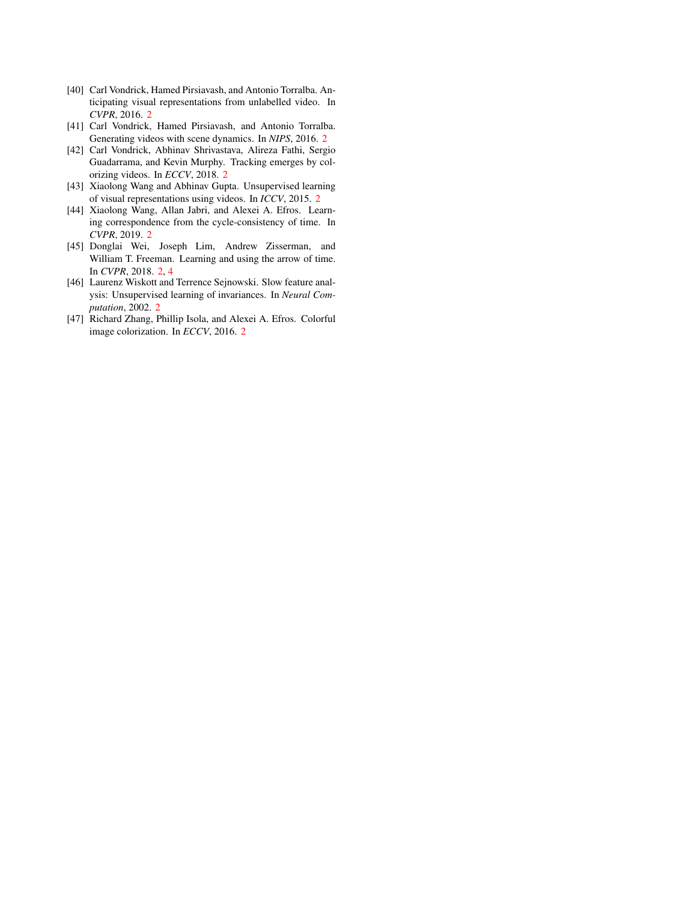[40] Carl Vondrick, Hamed Pirsiavash, and Antonio Torralba. Anticipating visual representations from unlabelled video. In *CVPR*, 2016. 2

[41] Carl Vondrick, Hamed Pirsiavash, and Antonio Torralba. Generating videos with scene dynamics. In *NIPS*, 2016. 2

[42] Carl Vondrick, Abhinav Shrivastava, Alireza Fathi, Sergio Guadarrama, and Kevin Murphy. Tracking emerges by colorizing videos. In *ECCV*, 2018. 2

[43] Xiaolong Wang and Abhinav Gupta. Unsupervised learning of visual representations using videos. In *ICCV*, 2015. 2

[44] Xiaolong Wang, Allan Jabri, and Alexei A. Efros. Learning correspondence from the cycle-consistency of time. In *CVPR*, 2019. 2

[45] Donglai Wei, Joseph Lim, Andrew Zisserman, and William T. Freeman. Learning and using the arrow of time. In *CVPR*, 2018. 2, 4

[46] Laurenz Wiskott and Terrence Sejnowski. Slow feature analysis: Unsupervised learning of invariances. In *Neural Computation*, 2002. 2

[47] Richard Zhang, Phillip Isola, and Alexei A. Efros. Colorful image colorization. In *ECCV*, 2016. 2